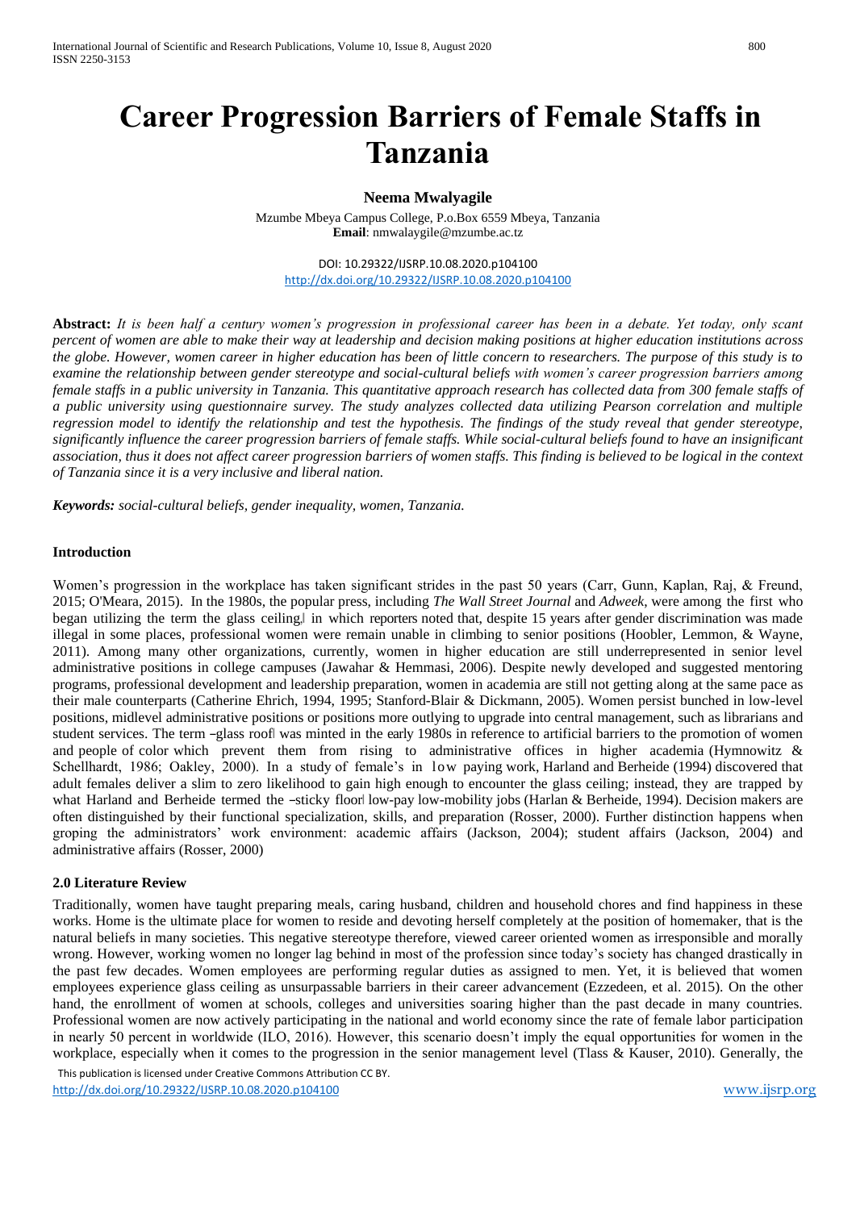# Career Progression Barriers of Female Staffs in Tanzania

**Neema Mwalyagile**

Mzumbe Mbeya Campus College, P.o.Box 6559 Mbeya, Tanzania
**Email**: nmwalaygile@mzumbe.ac.tz

DOI: 10.29322/IJSRP.10.08.2020.p104100
http://dx.doi.org/10.29322/IJSRP.10.08.2020.p104100

**Abstract:** *It is been half a century women's progression in professional career has been in a debate. Yet today, only scant percent of women are able to make their way at leadership and decision making positions at higher education institutions across the globe. However, women career in higher education has been of little concern to researchers. The purpose of this study is to examine the relationship between gender stereotype and social-cultural beliefs with women's career progression barriers among female staffs in a public university in Tanzania. This quantitative approach research has collected data from 300 female staffs of a public university using questionnaire survey. The study analyzes collected data utilizing Pearson correlation and multiple regression model to identify the relationship and test the hypothesis. The findings of the study reveal that gender stereotype, significantly influence the career progression barriers of female staffs. While social-cultural beliefs found to have an insignificant association, thus it does not affect career progression barriers of women staffs. This finding is believed to be logical in the context of Tanzania since it is a very inclusive and liberal nation.*

***Keywords:*** *social-cultural beliefs, gender inequality, women, Tanzania.*

### Introduction

Women's progression in the workplace has taken significant strides in the past 50 years (Carr, Gunn, Kaplan, Raj, & Freund, 2015; O'Meara, 2015). In the 1980s, the popular press, including *The Wall Street Journal* and *Adweek*, were among the first who began utilizing the term the glass ceiling,‖ in which reporters noted that, despite 15 years after gender discrimination was made illegal in some places, professional women were remain unable in climbing to senior positions (Hoobler, Lemmon, & Wayne, 2011). Among many other organizations, currently, women in higher education are still underrepresented in senior level administrative positions in college campuses (Jawahar & Hemmasi, 2006). Despite newly developed and suggested mentoring programs, professional development and leadership preparation, women in academia are still not getting along at the same pace as their male counterparts (Catherine Ehrich, 1994, 1995; Stanford-Blair & Dickmann, 2005). Women persist bunched in low-level positions, midlevel administrative positions or positions more outlying to upgrade into central management, such as librarians and student services. The term ―glass roof‖ was minted in the early 1980s in reference to artificial barriers to the promotion of women and people of color which prevent them from rising to administrative offices in higher academia (Hymnowitz & Schellhardt, 1986; Oakley, 2000). In a study of female's in low paying work, Harland and Berheide (1994) discovered that adult females deliver a slim to zero likelihood to gain high enough to encounter the glass ceiling; instead, they are trapped by what Harland and Berheide termed the ―sticky floor‖ low-pay low-mobility jobs (Harlan & Berheide, 1994). Decision makers are often distinguished by their functional specialization, skills, and preparation (Rosser, 2000). Further distinction happens when groping the administrators' work environment: academic affairs (Jackson, 2004); student affairs (Jackson, 2004) and administrative affairs (Rosser, 2000)

### 2.0 Literature Review

Traditionally, women have taught preparing meals, caring husband, children and household chores and find happiness in these works. Home is the ultimate place for women to reside and devoting herself completely at the position of homemaker, that is the natural beliefs in many societies. This negative stereotype therefore, viewed career oriented women as irresponsible and morally wrong. However, working women no longer lag behind in most of the profession since today's society has changed drastically in the past few decades. Women employees are performing regular duties as assigned to men. Yet, it is believed that women employees experience glass ceiling as unsurpassable barriers in their career advancement (Ezzedeen, et al. 2015). On the other hand, the enrollment of women at schools, colleges and universities soaring higher than the past decade in many countries. Professional women are now actively participating in the national and world economy since the rate of female labor participation in nearly 50 percent in worldwide (ILO, 2016). However, this scenario doesn't imply the equal opportunities for women in the workplace, especially when it comes to the progression in the senior management level (Tlass & Kauser, 2010). Generally, the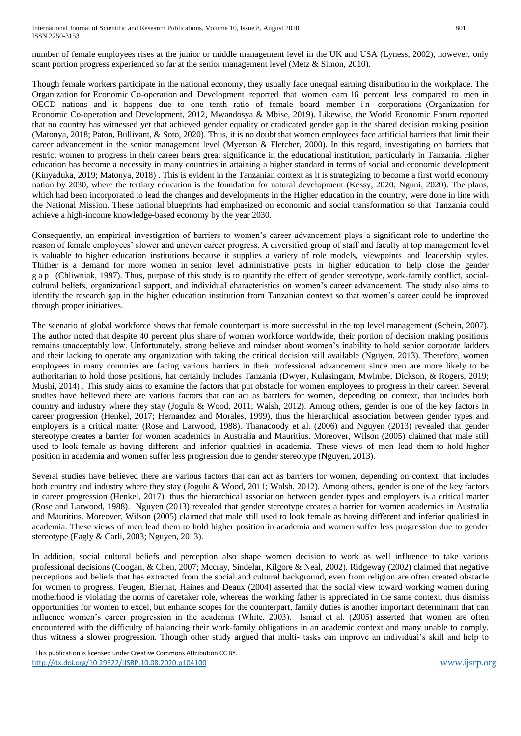number of female employees rises at the junior or middle management level in the UK and USA (Lyness, 2002), however, only scant portion progress experienced so far at the senior management level (Metz & Simon, 2010).

Though female workers participate in the national economy, they usually face unequal earning distribution in the workplace. The Organization for Economic Co-operation and Development reported that women earn 16 percent less compared to men in OECD nations and it happens due to one tenth ratio of female board member in corporations (Organization for Economic Co-operation and Development, 2012, Mwandosya & Mbise, 2019). Likewise, the World Economic Forum reported that no country has witnessed yet that achieved gender equality or eradicated gender gap in the shared decision making position (Matonya, 2018; Paton, Bullivant, & Soto, 2020). Thus, it is no doubt that women employees face artificial barriers that limit their career advancement in the senior management level (Myerson & Fletcher, 2000). In this regard, investigating on barriers that restrict women to progress in their career bears great significance in the educational institution, particularly in Tanzania. Higher education has become a necessity in many countries in attaining a higher standard in terms of social and economic development (Kinyaduka, 2019; Matonya, 2018) . This is evident in the Tanzanian context as it is strategizing to become a first world economy nation by 2030, where the tertiary education is the foundation for natural development (Kessy, 2020; Nguni, 2020). The plans, which had been incorporated to lead the changes and developments in the Higher education in the country, were done in line with the National Mission. These national blueprints had emphasized on economic and social transformation so that Tanzania could achieve a high-income knowledge-based economy by the year 2030.

Consequently, an empirical investigation of barriers to women's career advancement plays a significant role to underline the reason of female employees' slower and uneven career progress. A diversified group of staff and faculty at top management level is valuable to higher education institutions because it supplies a variety of role models, viewpoints and leadership styles. Thither is a demand for more women in senior level administrative posts in higher education to help close the gender gap (Chliwniak, 1997). Thus, purpose of this study is to quantify the effect of gender stereotype, work-family conflict, social-cultural beliefs, organizational support, and individual characteristics on women's career advancement. The study also aims to identify the research gap in the higher education institution from Tanzanian context so that women's career could be improved through proper initiatives.

The scenario of global workforce shows that female counterpart is more successful in the top level management (Schein, 2007). The author noted that despite 40 percent plus share of women workforce worldwide, their portion of decision making positions remains unacceptably low. Unfortunately, strong believe and mindset about women's inability to hold senior corporate ladders and their lacking to operate any organization with taking the critical decision still available (Nguyen, 2013). Therefore, women employees in many countries are facing various barriers in their professional advancement since men are more likely to be authoritarian to hold those positions, hat certainly includes Tanzania (Dwyer, Kulasingam, Mwimbe, Dickson, & Rogers, 2019; Mushi, 2014) . This study aims to examine the factors that put obstacle for women employees to progress in their career. Several studies have believed there are various factors that can act as barriers for women, depending on context, that includes both country and industry where they stay (Jogulu & Wood, 2011; Walsh, 2012). Among others, gender is one of the key factors in career progression (Henkel, 2017; Hernandez and Morales, 1999), thus the hierarchical association between gender types and employers is a critical matter (Rose and Larwood, 1988). Thanacoody et al. (2006) and Nguyen (2013) revealed that gender stereotype creates a barrier for women academics in Australia and Mauritius. Moreover, Wilson (2005) claimed that male still used to look female as having different and inferior qualities‖ in academia. These views of men lead them to hold higher position in academia and women suffer less progression due to gender stereotype (Nguyen, 2013).

Several studies have believed there are various factors that can act as barriers for women, depending on context, that includes both country and industry where they stay (Jogulu & Wood, 2011; Walsh, 2012). Among others, gender is one of the key factors in career progression (Henkel, 2017), thus the hierarchical association between gender types and employers is a critical matter (Rose and Larwood, 1988). Nguyen (2013) revealed that gender stereotype creates a barrier for women academics in Australia and Mauritius. Moreover, Wilson (2005) claimed that male still used to look female as having different and inferior qualities‖ in academia. These views of men lead them to hold higher position in academia and women suffer less progression due to gender stereotype (Eagly & Carli, 2003; Nguyen, 2013).

In addition, social cultural beliefs and perception also shape women decision to work as well influence to take various professional decisions (Coogan, & Chen, 2007; Mccray, Sindelar, Kilgore & Neal, 2002). Ridgeway (2002) claimed that negative perceptions and beliefs that has extracted from the social and cultural background, even from religion are often created obstacle for women to progress. Feugen, Biernat, Haines and Deaux (2004) asserted that the social view toward working women during motherhood is violating the norms of caretaker role, whereas the working father is appreciated in the same context, thus dismiss opportunities for women to excel, but enhance scopes for the counterpart, family duties is another important determinant that can influence women's career progression in the academia (White, 2003). Ismail et al. (2005) asserted that women are often encountered with the difficulty of balancing their work-family obligations in an academic context and many unable to comply, thus witness a slower progression. Though other study argued that multi- tasks can improve an individual's skill and help to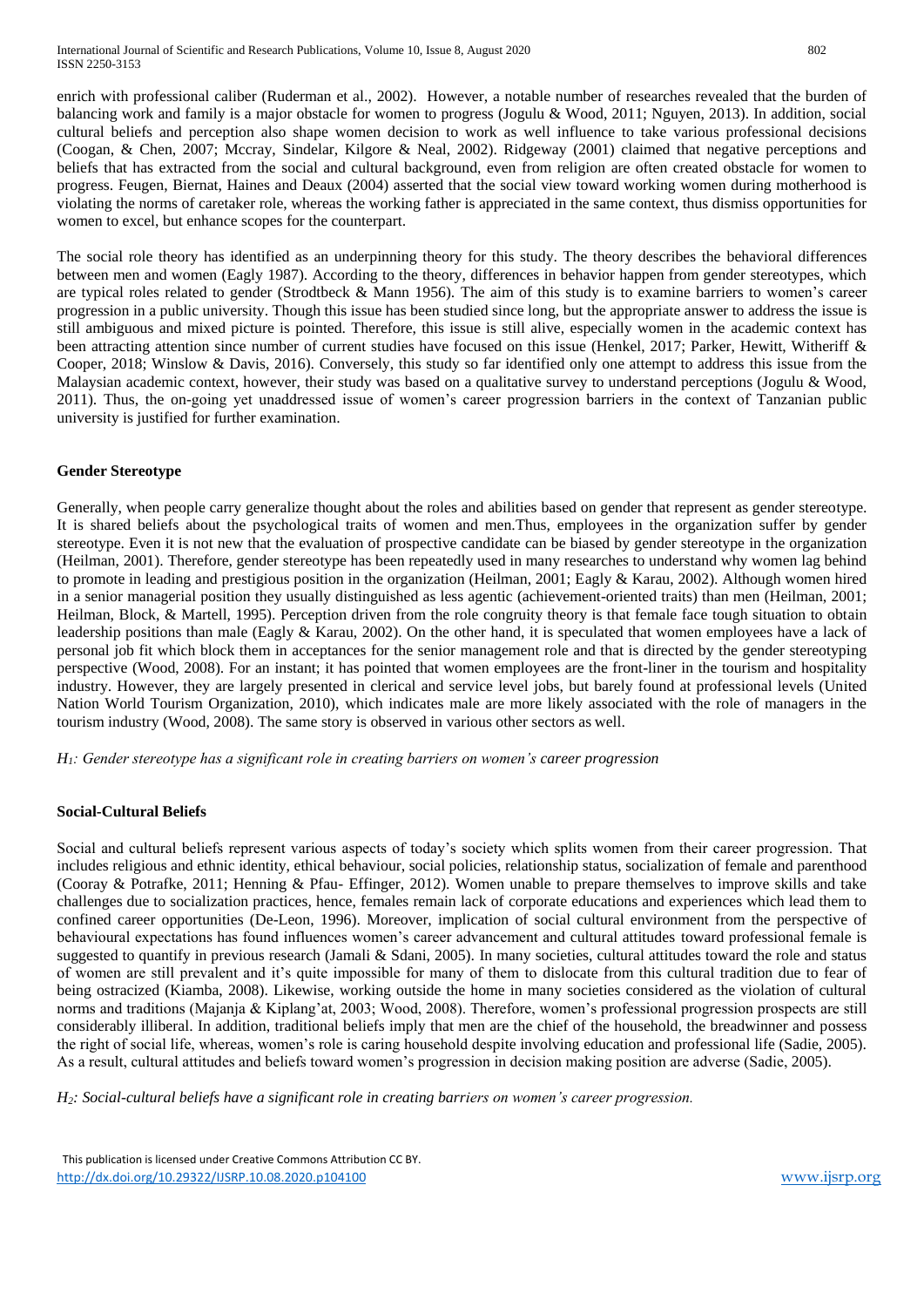enrich with professional caliber (Ruderman et al., 2002). However, a notable number of researches revealed that the burden of balancing work and family is a major obstacle for women to progress (Jogulu & Wood, 2011; Nguyen, 2013). In addition, social cultural beliefs and perception also shape women decision to work as well influence to take various professional decisions (Coogan, & Chen, 2007; Mccray, Sindelar, Kilgore & Neal, 2002). Ridgeway (2001) claimed that negative perceptions and beliefs that has extracted from the social and cultural background, even from religion are often created obstacle for women to progress. Feugen, Biernat, Haines and Deaux (2004) asserted that the social view toward working women during motherhood is violating the norms of caretaker role, whereas the working father is appreciated in the same context, thus dismiss opportunities for women to excel, but enhance scopes for the counterpart.

The social role theory has identified as an underpinning theory for this study. The theory describes the behavioral differences between men and women (Eagly 1987). According to the theory, differences in behavior happen from gender stereotypes, which are typical roles related to gender (Strodtbeck & Mann 1956). The aim of this study is to examine barriers to women's career progression in a public university. Though this issue has been studied since long, but the appropriate answer to address the issue is still ambiguous and mixed picture is pointed. Therefore, this issue is still alive, especially women in the academic context has been attracting attention since number of current studies have focused on this issue (Henkel, 2017; Parker, Hewitt, Witheriff & Cooper, 2018; Winslow & Davis, 2016). Conversely, this study so far identified only one attempt to address this issue from the Malaysian academic context, however, their study was based on a qualitative survey to understand perceptions (Jogulu & Wood, 2011). Thus, the on-going yet unaddressed issue of women's career progression barriers in the context of Tanzanian public university is justified for further examination.

## Gender Stereotype

Generally, when people carry generalize thought about the roles and abilities based on gender that represent as gender stereotype. It is shared beliefs about the psychological traits of women and men.Thus, employees in the organization suffer by gender stereotype. Even it is not new that the evaluation of prospective candidate can be biased by gender stereotype in the organization (Heilman, 2001). Therefore, gender stereotype has been repeatedly used in many researches to understand why women lag behind to promote in leading and prestigious position in the organization (Heilman, 2001; Eagly & Karau, 2002). Although women hired in a senior managerial position they usually distinguished as less agentic (achievement-oriented traits) than men (Heilman, 2001; Heilman, Block, & Martell, 1995). Perception driven from the role congruity theory is that female face tough situation to obtain leadership positions than male (Eagly & Karau, 2002). On the other hand, it is speculated that women employees have a lack of personal job fit which block them in acceptances for the senior management role and that is directed by the gender stereotyping perspective (Wood, 2008). For an instant; it has pointed that women employees are the front-liner in the tourism and hospitality industry. However, they are largely presented in clerical and service level jobs, but barely found at professional levels (United Nation World Tourism Organization, 2010), which indicates male are more likely associated with the role of managers in the tourism industry (Wood, 2008). The same story is observed in various other sectors as well.

*$H_1$: Gender stereotype has a significant role in creating barriers on women's career progression*

## Social-Cultural Beliefs

Social and cultural beliefs represent various aspects of today's society which splits women from their career progression. That includes religious and ethnic identity, ethical behaviour, social policies, relationship status, socialization of female and parenthood (Cooray & Potrafke, 2011; Henning & Pfau- Effinger, 2012). Women unable to prepare themselves to improve skills and take challenges due to socialization practices, hence, females remain lack of corporate educations and experiences which lead them to confined career opportunities (De-Leon, 1996). Moreover, implication of social cultural environment from the perspective of behavioural expectations has found influences women's career advancement and cultural attitudes toward professional female is suggested to quantify in previous research (Jamali & Sdani, 2005). In many societies, cultural attitudes toward the role and status of women are still prevalent and it's quite impossible for many of them to dislocate from this cultural tradition due to fear of being ostracized (Kiamba, 2008). Likewise, working outside the home in many societies considered as the violation of cultural norms and traditions (Majanja & Kiplang'at, 2003; Wood, 2008). Therefore, women's professional progression prospects are still considerably illiberal. In addition, traditional beliefs imply that men are the chief of the household, the breadwinner and possess the right of social life, whereas, women's role is caring household despite involving education and professional life (Sadie, 2005). As a result, cultural attitudes and beliefs toward women's progression in decision making position are adverse (Sadie, 2005).

*$H_2$: Social-cultural beliefs have a significant role in creating barriers on women's career progression.*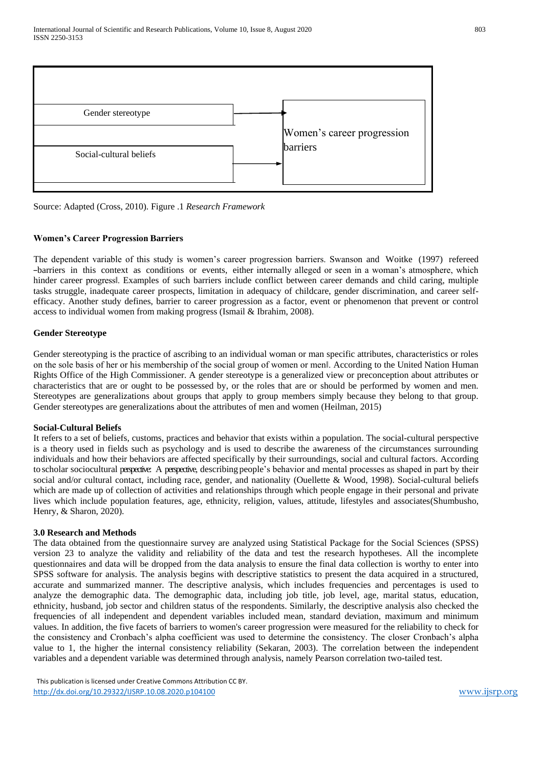Gender stereotype

Social-cultural beliefs

Women's career progression barriers

Source: Adapted (Cross, 2010). Figure .1 *Research Framework*

**Women's Career Progression Barriers**

The dependent variable of this study is women's career progression barriers. Swanson and Woitke (1997) refereed ―barriers in this context as conditions or events, either internally alleged or seen in a woman's atmosphere, which hinder career progress‖. Examples of such barriers include conflict between career demands and child caring, multiple tasks struggle, inadequate career prospects, limitation in adequacy of childcare, gender discrimination, and career self-efficacy. Another study defines, barrier to career progression as a factor, event or phenomenon that prevent or control access to individual women from making progress (Ismail & Ibrahim, 2008).

**Gender Stereotype**

Gender stereotyping is the practice of ascribing to an individual woman or man specific attributes, characteristics or roles on the sole basis of her or his membership of the social group of women or men‖. According to the United Nation Human Rights Office of the High Commissioner. A gender stereotype is a generalized view or preconception about attributes or characteristics that are or ought to be possessed by, or the roles that are or should be performed by women and men. Stereotypes are generalizations about groups that apply to group members simply because they belong to that group. Gender stereotypes are generalizations about the attributes of men and women (Heilman, 2015)

**Social-Cultural Beliefs**

It refers to a set of beliefs, customs, practices and behavior that exists within a population. The social-cultural perspective is a theory used in fields such as psychology and is used to describe the awareness of the circumstances surrounding individuals and how their behaviors are affected specifically by their surroundings, social and cultural factors. According to scholar sociocultural perspective: A perspective, describing people's behavior and mental processes as shaped in part by their social and/or cultural contact, including race, gender, and nationality (Ouellette & Wood, 1998). Social-cultural beliefs which are made up of collection of activities and relationships through which people engage in their personal and private lives which include population features, age, ethnicity, religion, values, attitude, lifestyles and associates(Shumbusho, Henry, & Sharon, 2020).

**3.0 Research and Methods**

The data obtained from the questionnaire survey are analyzed using Statistical Package for the Social Sciences (SPSS) version 23 to analyze the validity and reliability of the data and test the research hypotheses. All the incomplete questionnaires and data will be dropped from the data analysis to ensure the final data collection is worthy to enter into SPSS software for analysis. The analysis begins with descriptive statistics to present the data acquired in a structured, accurate and summarized manner. The descriptive analysis, which includes frequencies and percentages is used to analyze the demographic data. The demographic data, including job title, job level, age, marital status, education, ethnicity, husband, job sector and children status of the respondents. Similarly, the descriptive analysis also checked the frequencies of all independent and dependent variables included mean, standard deviation, maximum and minimum values. In addition, the five facets of barriers to women's career progression were measured for the reliability to check for the consistency and Cronbach's alpha coefficient was used to determine the consistency. The closer Cronbach's alpha value to 1, the higher the internal consistency reliability (Sekaran, 2003). The correlation between the independent variables and a dependent variable was determined through analysis, namely Pearson correlation two-tailed test.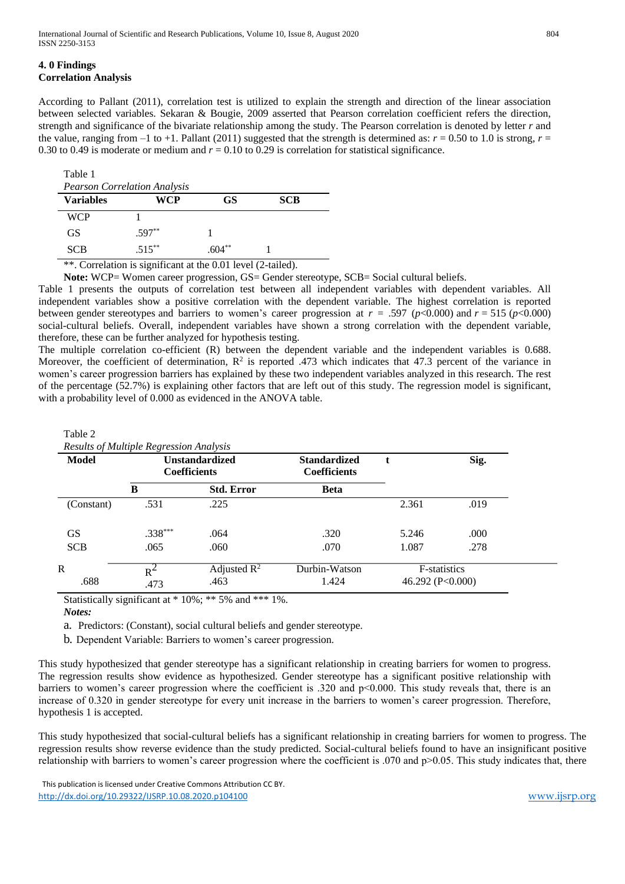## 4. 0 Findings

### Correlation Analysis

According to Pallant (2011), correlation test is utilized to explain the strength and direction of the linear association between selected variables. Sekaran & Bougie, 2009 asserted that Pearson correlation coefficient refers the direction, strength and significance of the bivariate relationship among the study. The Pearson correlation is denoted by letter $r$ and the value, ranging from –1 to +1. Pallant (2011) suggested that the strength is determined as: $r = 0.50$ to 1.0 is strong, $r = 0.30$ to 0.49 is moderate or medium and $r = 0.10$ to 0.29 is correlation for statistical significance.

Table 1

*Pearson Correlation Analysis*

| Variables | WCP | GS | SCB |
|---|---|---|---|
| WCP | 1 | | |
| GS | .597** | 1 | |
| SCB | .515** | .604** | 1 |

**. Correlation is significant at the 0.01 level (2-tailed).

**Note:** WCP= Women career progression, GS= Gender stereotype, SCB= Social cultural beliefs.

Table 1 presents the outputs of correlation test between all independent variables with dependent variables. All independent variables show a positive correlation with the dependent variable. The highest correlation is reported between gender stereotypes and barriers to women's career progression at $r = .597$ ($p<0.000$) and $r = 515$ ($p<0.000$) social-cultural beliefs. Overall, independent variables have shown a strong correlation with the dependent variable, therefore, these can be further analyzed for hypothesis testing.

The multiple correlation co-efficient (R) between the dependent variable and the independent variables is 0.688. Moreover, the coefficient of determination, $R^2$ is reported .473 which indicates that 47.3 percent of the variance in women's career progression barriers has explained by these two independent variables analyzed in this research. The rest of the percentage (52.7%) is explaining other factors that are left out of this study. The regression model is significant, with a probability level of 0.000 as evidenced in the ANOVA table.

Table 2

*Results of Multiple Regression Analysis*

| Model | Unstandardized Coefficients | | Standardized Coefficients | t | Sig. |
|---|---|---|---|---|---|
| | B | Std. Error | Beta | | |
| (Constant) | .531 | .225 | | 2.361 | .019 |
| GS | .338*** | .064 | .320 | 5.246 | .000 |
| SCB | .065 | .060 | .070 | 1.087 | .278 |
| R | $R^2$ | Adjusted $R^2$ | Durbin-Watson | F-statistics | |
| .688 | .473 | .463 | 1.424 | 46.292 (P<0.000) | |

Statistically significant at * 10%; ** 5% and *** 1%.

***Notes:***

a. Predictors: (Constant), social cultural beliefs and gender stereotype.

b. Dependent Variable: Barriers to women's career progression.

This study hypothesized that gender stereotype has a significant relationship in creating barriers for women to progress. The regression results show evidence as hypothesized. Gender stereotype has a significant positive relationship with barriers to women's career progression where the coefficient is .320 and $p<0.000$. This study reveals that, there is an increase of 0.320 in gender stereotype for every unit increase in the barriers to women's career progression. Therefore, hypothesis 1 is accepted.

This study hypothesized that social-cultural beliefs has a significant relationship in creating barriers for women to progress. The regression results show reverse evidence than the study predicted. Social-cultural beliefs found to have an insignificant positive relationship with barriers to women's career progression where the coefficient is .070 and $p>0.05$. This study indicates that, there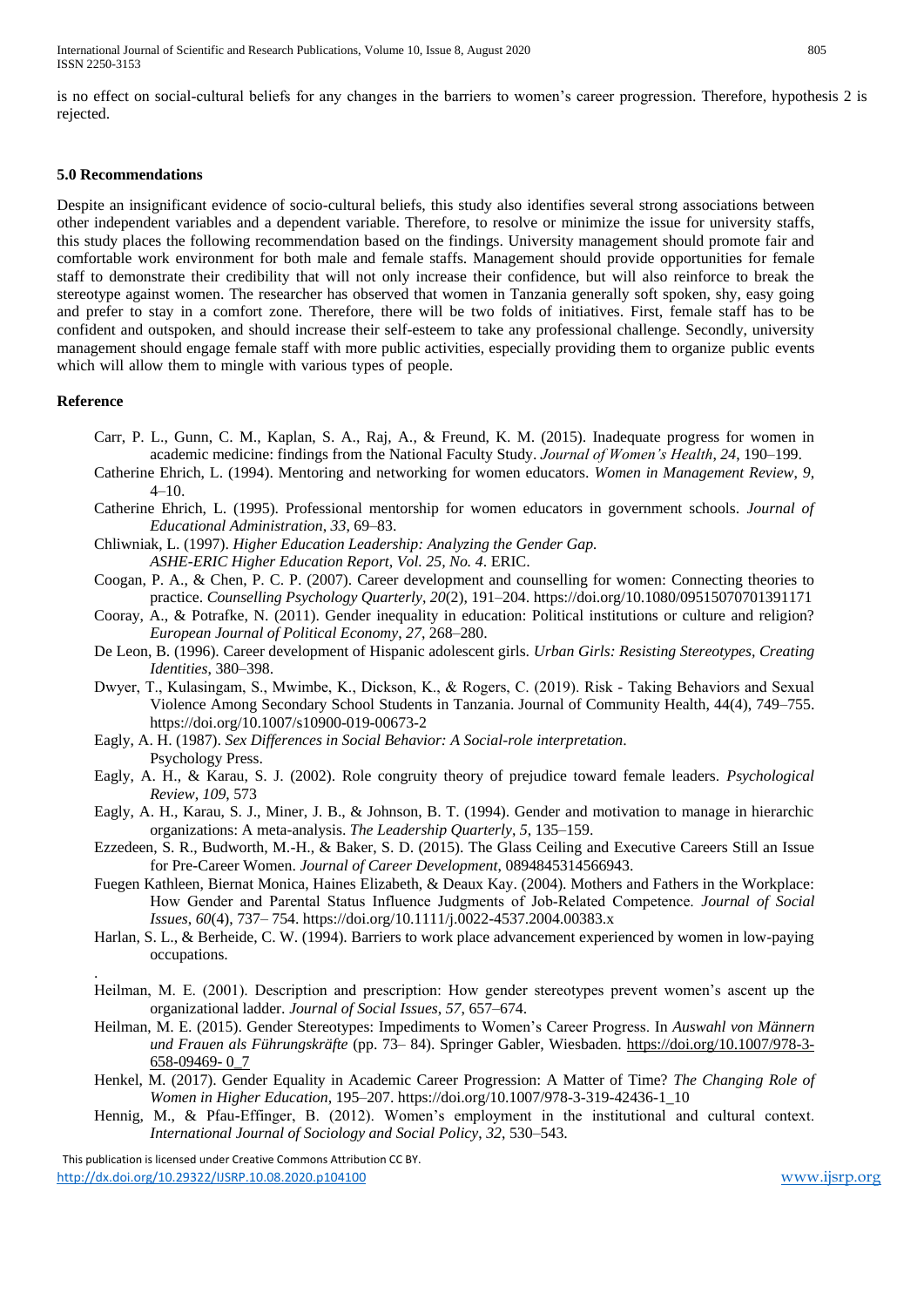is no effect on social-cultural beliefs for any changes in the barriers to women's career progression. Therefore, hypothesis 2 is rejected.

## 5.0 Recommendations

Despite an insignificant evidence of socio-cultural beliefs, this study also identifies several strong associations between other independent variables and a dependent variable. Therefore, to resolve or minimize the issue for university staffs, this study places the following recommendation based on the findings. University management should promote fair and comfortable work environment for both male and female staffs. Management should provide opportunities for female staff to demonstrate their credibility that will not only increase their confidence, but will also reinforce to break the stereotype against women. The researcher has observed that women in Tanzania generally soft spoken, shy, easy going and prefer to stay in a comfort zone. Therefore, there will be two folds of initiatives. First, female staff has to be confident and outspoken, and should increase their self-esteem to take any professional challenge. Secondly, university management should engage female staff with more public activities, especially providing them to organize public events which will allow them to mingle with various types of people.

## Reference

- Carr, P. L., Gunn, C. M., Kaplan, S. A., Raj, A., & Freund, K. M. (2015). Inadequate progress for women in academic medicine: findings from the National Faculty Study. *Journal of Women's Health*, *24*, 190–199.
- Catherine Ehrich, L. (1994). Mentoring and networking for women educators. *Women in Management Review*, *9*, 4–10.
- Catherine Ehrich, L. (1995). Professional mentorship for women educators in government schools. *Journal of Educational Administration*, *33*, 69–83.
- Chliwniak, L. (1997). *Higher Education Leadership: Analyzing the Gender Gap. ASHE-ERIC Higher Education Report, Vol. 25, No. 4*. ERIC.
- Coogan, P. A., & Chen, P. C. P. (2007). Career development and counselling for women: Connecting theories to practice. *Counselling Psychology Quarterly*, *20*(2), 191–204. https://doi.org/10.1080/09515070701391171
- Cooray, A., & Potrafke, N. (2011). Gender inequality in education: Political institutions or culture and religion? *European Journal of Political Economy*, *27*, 268–280.
- De Leon, B. (1996). Career development of Hispanic adolescent girls. *Urban Girls: Resisting Stereotypes, Creating Identities*, 380–398.
- Dwyer, T., Kulasingam, S., Mwimbe, K., Dickson, K., & Rogers, C. (2019). Risk - Taking Behaviors and Sexual Violence Among Secondary School Students in Tanzania. Journal of Community Health, 44(4), 749–755. https://doi.org/10.1007/s10900-019-00673-2
- Eagly, A. H. (1987). *Sex Differences in Social Behavior: A Social-role interpretation*. Psychology Press.
- Eagly, A. H., & Karau, S. J. (2002). Role congruity theory of prejudice toward female leaders. *Psychological Review*, *109*, 573
- Eagly, A. H., Karau, S. J., Miner, J. B., & Johnson, B. T. (1994). Gender and motivation to manage in hierarchic organizations: A meta-analysis. *The Leadership Quarterly*, *5*, 135–159.
- Ezzedeen, S. R., Budworth, M.-H., & Baker, S. D. (2015). The Glass Ceiling and Executive Careers Still an Issue for Pre-Career Women. *Journal of Career Development,* 0894845314566943.
- Fuegen Kathleen, Biernat Monica, Haines Elizabeth, & Deaux Kay. (2004). Mothers and Fathers in the Workplace: How Gender and Parental Status Influence Judgments of Job-Related Competence. *Journal of Social Issues*, *60*(4), 737– 754. https://doi.org/10.1111/j.0022-4537.2004.00383.x
- Harlan, S. L., & Berheide, C. W. (1994). Barriers to work place advancement experienced by women in low-paying occupations.
- Heilman, M. E. (2001). Description and prescription: How gender stereotypes prevent women's ascent up the organizational ladder. *Journal of Social Issues*, *57*, 657–674.
- Heilman, M. E. (2015). Gender Stereotypes: Impediments to Women's Career Progress. In *Auswahl von Männern und Frauen als Führungskräfte* (pp. 73– 84). Springer Gabler, Wiesbaden. https://doi.org/10.1007/978-3-658-09469- 0_7
- Henkel, M. (2017). Gender Equality in Academic Career Progression: A Matter of Time? *The Changing Role of Women in Higher Education*, 195–207. https://doi.org/10.1007/978-3-319-42436-1_10
- Hennig, M., & Pfau-Effinger, B. (2012). Women's employment in the institutional and cultural context. *International Journal of Sociology and Social Policy*, *32*, 530–543.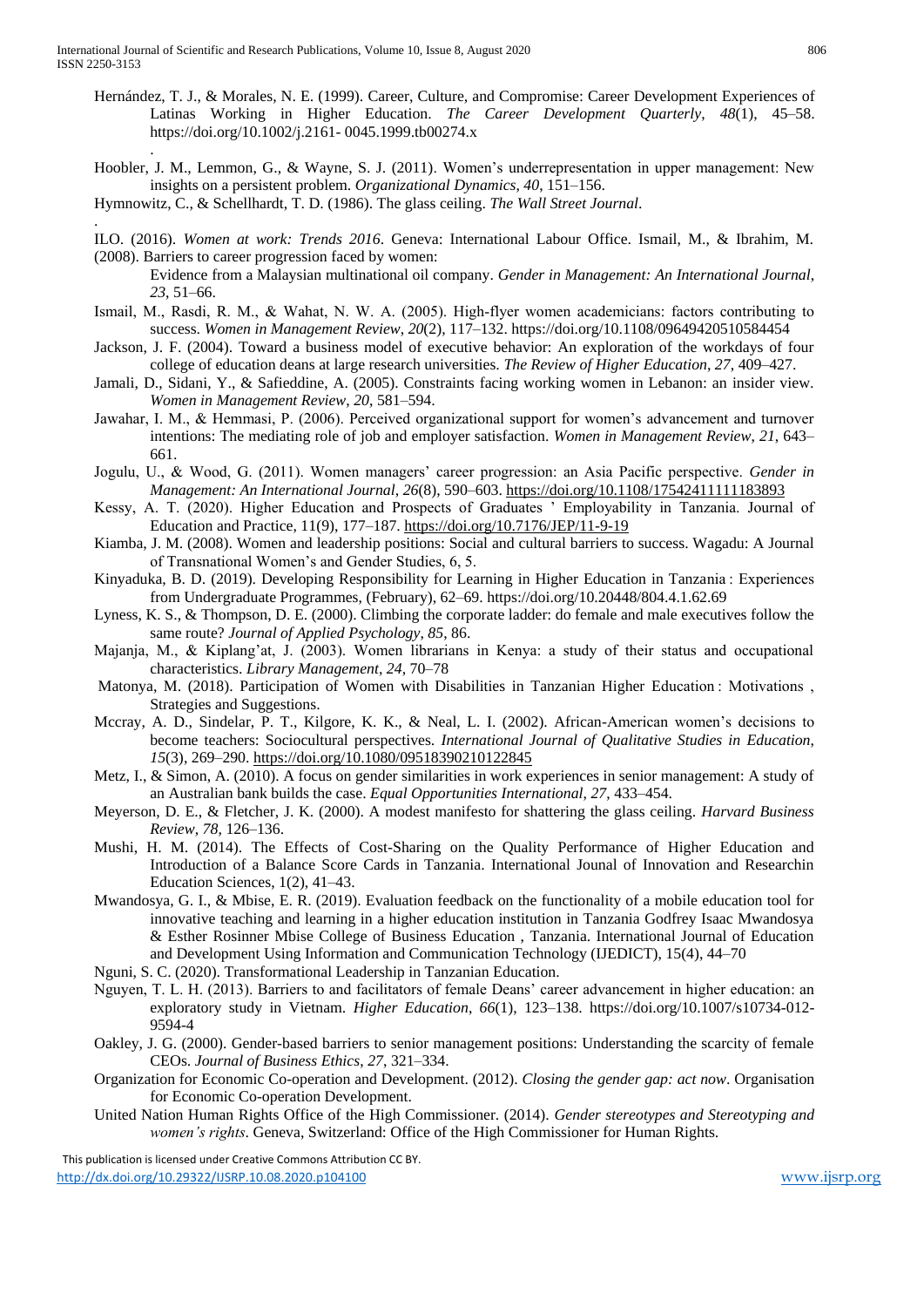Hernández, T. J., & Morales, N. E. (1999). Career, Culture, and Compromise: Career Development Experiences of Latinas Working in Higher Education. *The Career Development Quarterly*, *48*(1), 45–58. https://doi.org/10.1002/j.2161- 0045.1999.tb00274.x

.

Hoobler, J. M., Lemmon, G., & Wayne, S. J. (2011). Women's underrepresentation in upper management: New insights on a persistent problem. *Organizational Dynamics*, *40*, 151–156.

Hymnowitz, C., & Schellhardt, T. D. (1986). The glass ceiling. *The Wall Street Journal*.

.

ILO. (2016). *Women at work: Trends 2016*. Geneva: International Labour Office. Ismail, M., & Ibrahim, M. (2008). Barriers to career progression faced by women: Evidence from a Malaysian multinational oil company. *Gender in Management: An International Journal*, *23*, 51–66.

Ismail, M., Rasdi, R. M., & Wahat, N. W. A. (2005). High-flyer women academicians: factors contributing to success. *Women in Management Review*, *20*(2), 117–132. https://doi.org/10.1108/09649420510584454

Jackson, J. F. (2004). Toward a business model of executive behavior: An exploration of the workdays of four college of education deans at large research universities. *The Review of Higher Education*, *27*, 409–427.

Jamali, D., Sidani, Y., & Safieddine, A. (2005). Constraints facing working women in Lebanon: an insider view. *Women in Management Review*, *20*, 581–594.

Jawahar, I. M., & Hemmasi, P. (2006). Perceived organizational support for women's advancement and turnover intentions: The mediating role of job and employer satisfaction. *Women in Management Review*, *21*, 643–661.

Jogulu, U., & Wood, G. (2011). Women managers' career progression: an Asia Pacific perspective. *Gender in Management: An International Journal*, *26*(8), 590–603. https://doi.org/10.1108/17542411111183893

Kessy, A. T. (2020). Higher Education and Prospects of Graduates ' Employability in Tanzania. Journal of Education and Practice, 11(9), 177–187. https://doi.org/10.7176/JEP/11-9-19

Kiamba, J. M. (2008). Women and leadership positions: Social and cultural barriers to success. Wagadu: A Journal of Transnational Women's and Gender Studies, 6, 5.

Kinyaduka, B. D. (2019). Developing Responsibility for Learning in Higher Education in Tanzania : Experiences from Undergraduate Programmes, (February), 62–69. https://doi.org/10.20448/804.4.1.62.69

Lyness, K. S., & Thompson, D. E. (2000). Climbing the corporate ladder: do female and male executives follow the same route? *Journal of Applied Psychology*, *85*, 86.

Majanja, M., & Kiplang'at, J. (2003). Women librarians in Kenya: a study of their status and occupational characteristics. *Library Management*, *24*, 70–78

Matonya, M. (2018). Participation of Women with Disabilities in Tanzanian Higher Education : Motivations , Strategies and Suggestions.

Mccray, A. D., Sindelar, P. T., Kilgore, K. K., & Neal, L. I. (2002). African-American women's decisions to become teachers: Sociocultural perspectives. *International Journal of Qualitative Studies in Education*, *15*(3), 269–290. https://doi.org/10.1080/09518390210122845

Metz, I., & Simon, A. (2010). A focus on gender similarities in work experiences in senior management: A study of an Australian bank builds the case. *Equal Opportunities International*, *27*, 433–454.

Meyerson, D. E., & Fletcher, J. K. (2000). A modest manifesto for shattering the glass ceiling. *Harvard Business Review*, *78*, 126–136.

Mushi, H. M. (2014). The Effects of Cost-Sharing on the Quality Performance of Higher Education and Introduction of a Balance Score Cards in Tanzania. International Jounal of Innovation and Researchin Education Sciences, 1(2), 41–43.

Mwandosya, G. I., & Mbise, E. R. (2019). Evaluation feedback on the functionality of a mobile education tool for innovative teaching and learning in a higher education institution in Tanzania Godfrey Isaac Mwandosya & Esther Rosinner Mbise College of Business Education , Tanzania. International Journal of Education and Development Using Information and Communication Technology (IJEDICT), 15(4), 44–70

Nguni, S. C. (2020). Transformational Leadership in Tanzanian Education.

Nguyen, T. L. H. (2013). Barriers to and facilitators of female Deans' career advancement in higher education: an exploratory study in Vietnam. *Higher Education*, *66*(1), 123–138. https://doi.org/10.1007/s10734-012-9594-4

Oakley, J. G. (2000). Gender-based barriers to senior management positions: Understanding the scarcity of female CEOs. *Journal of Business Ethics*, *27*, 321–334.

Organization for Economic Co-operation and Development. (2012). *Closing the gender gap: act now*. Organisation for Economic Co-operation Development.

United Nation Human Rights Office of the High Commissioner. (2014). *Gender stereotypes and Stereotyping and women's rights*. Geneva, Switzerland: Office of the High Commissioner for Human Rights.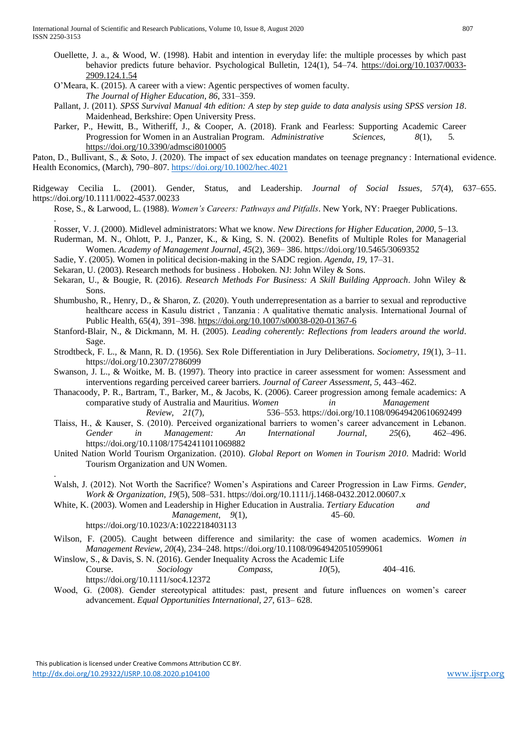Ouellette, J. a., & Wood, W. (1998). Habit and intention in everyday life: the multiple processes by which past behavior predicts future behavior. Psychological Bulletin, 124(1), 54–74. https://doi.org/10.1037/0033-2909.124.1.54

O'Meara, K. (2015). A career with a view: Agentic perspectives of women faculty. *The Journal of Higher Education, 86*, 331–359.

Pallant, J. (2011). *SPSS Survival Manual 4th edition: A step by step guide to data analysis using SPSS version 18*. Maidenhead, Berkshire: Open University Press.

Parker, P., Hewitt, B., Witheriff, J., & Cooper, A. (2018). Frank and Fearless: Supporting Academic Career Progression for Women in an Australian Program. *Administrative Sciences*, *8*(1), 5. https://doi.org/10.3390/admsci8010005

Paton, D., Bullivant, S., & Soto, J. (2020). The impact of sex education mandates on teenage pregnancy : International evidence. Health Economics, (March), 790–807. https://doi.org/10.1002/hec.4021

Ridgeway Cecilia L. (2001). Gender, Status, and Leadership. *Journal of Social Issues*, *57*(4), 637–655. https://doi.org/10.1111/0022-4537.00233

Rose, S., & Larwood, L. (1988). *Women's Careers: Pathways and Pitfalls*. New York, NY: Praeger Publications.

Rosser, V. J. (2000). Midlevel administrators: What we know. *New Directions for Higher Education, 2000*, 5–13.

Ruderman, M. N., Ohlott, P. J., Panzer, K., & King, S. N. (2002). Benefits of Multiple Roles for Managerial Women. *Academy of Management Journal*, *45*(2), 369– 386. https://doi.org/10.5465/3069352

Sadie, Y. (2005). Women in political decision-making in the SADC region. *Agenda*, *19*, 17–31.

Sekaran, U. (2003). Research methods for business . Hoboken. NJ: John Wiley & Sons.

Sekaran, U., & Bougie, R. (2016). *Research Methods For Business: A Skill Building Approach*. John Wiley & Sons.

Shumbusho, R., Henry, D., & Sharon, Z. (2020). Youth underrepresentation as a barrier to sexual and reproductive healthcare access in Kasulu district , Tanzania : A qualitative thematic analysis. International Journal of Public Health, 65(4), 391–398. https://doi.org/10.1007/s00038-020-01367-6

Stanford-Blair, N., & Dickmann, M. H. (2005). *Leading coherently: Reflections from leaders around the world*. Sage.

Strodtbeck, F. L., & Mann, R. D. (1956). Sex Role Differentiation in Jury Deliberations. *Sociometry*, *19*(1), 3–11. https://doi.org/10.2307/2786099

Swanson, J. L., & Woitke, M. B. (1997). Theory into practice in career assessment for women: Assessment and interventions regarding perceived career barriers. *Journal of Career Assessment, 5*, 443–462.

Thanacoody, P. R., Bartram, T., Barker, M., & Jacobs, K. (2006). Career progression among female academics: A comparative study of Australia and Mauritius. *Women in Management Review*, *21*(7), 536–553. https://doi.org/10.1108/09649420610692499

Tlaiss, H., & Kauser, S. (2010). Perceived organizational barriers to women's career advancement in Lebanon. *Gender in Management: An International Journal*, *25*(6), 462–496. https://doi.org/10.1108/17542411011069882

United Nation World Tourism Organization. (2010). *Global Report on Women in Tourism 2010*. Madrid: World Tourism Organization and UN Women.

Walsh, J. (2012). Not Worth the Sacrifice? Women's Aspirations and Career Progression in Law Firms. *Gender, Work & Organization*, *19*(5), 508–531. https://doi.org/10.1111/j.1468-0432.2012.00607.x

White, K. (2003). Women and Leadership in Higher Education in Australia. *Tertiary Education and Management*, *9*(1), 45–60. https://doi.org/10.1023/A:1022218403113

Wilson, F. (2005). Caught between difference and similarity: the case of women academics. *Women in Management Review*, *20*(4), 234–248. https://doi.org/10.1108/09649420510599061

Winslow, S., & Davis, S. N. (2016). Gender Inequality Across the Academic Life Course. *Sociology Compass*, *10*(5), 404–416. https://doi.org/10.1111/soc4.12372

Wood, G. (2008). Gender stereotypical attitudes: past, present and future influences on women's career advancement. *Equal Opportunities International*, *27*, 613– 628.